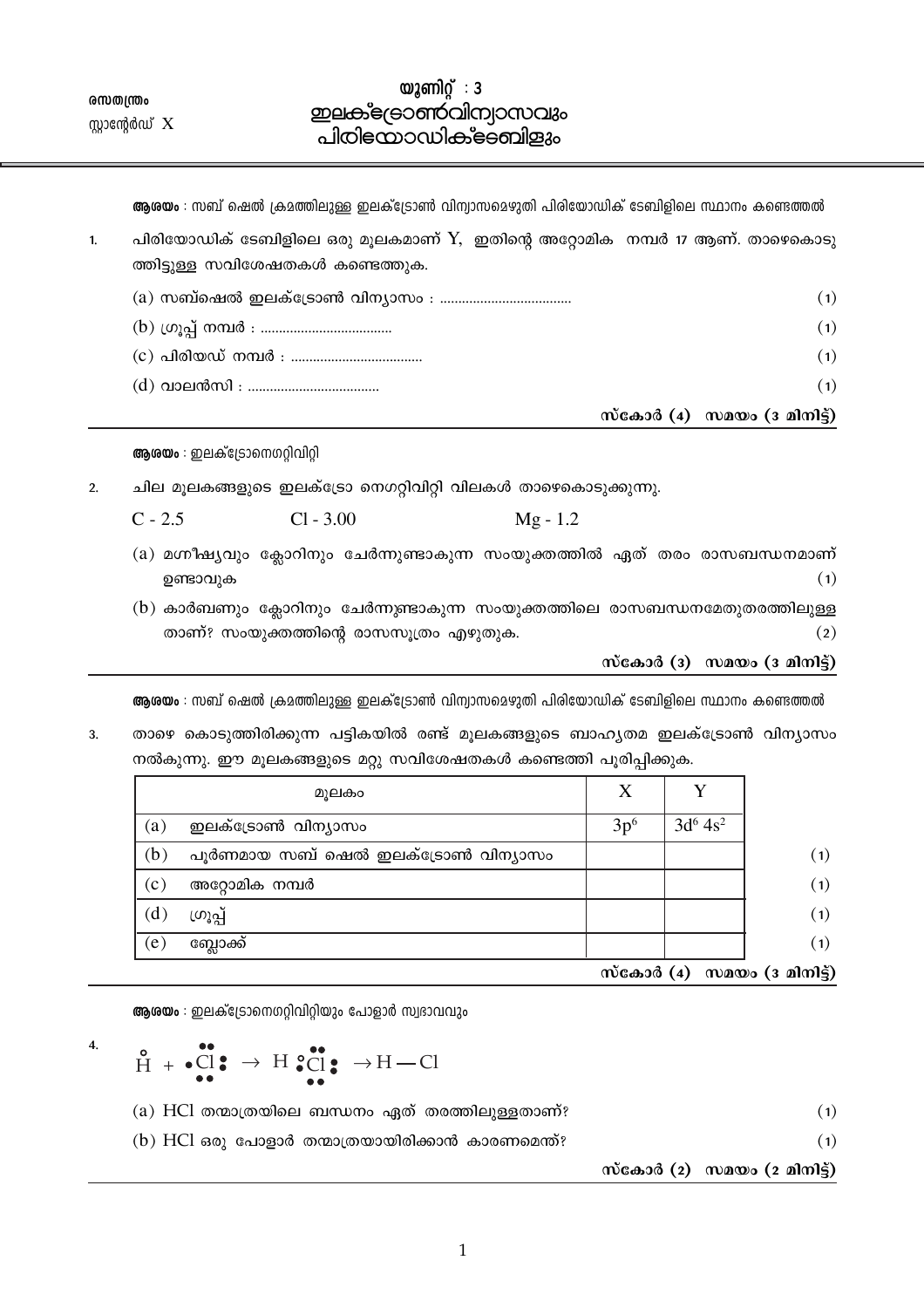രസതന്ത്രം
സ്റ്റാന്റേർഡ് X

# യൂണിറ്റ് : 3
# ഇലക്ട്രോൺവിന്യാസവും പിരിയോഡിക്ടേബിളും

**ആശയം** : സബ് ഷെൽ ക്രമത്തിലുള്ള ഇലക്ട്രോൺ വിന്യാസമെഴുതി പിരിയോഡിക് ടേബിളിലെ സ്ഥാനം കണ്ടെത്തൽ

1. പിരിയോഡിക് ടേബിളിലെ ഒരു മൂലകമാണ് Y, ഇതിന്റെ അറ്റോമിക നമ്പർ 17 ആണ്. താഴെകൊടുത്തിട്ടുള്ള സവിശേഷതകൾ കണ്ടെത്തുക.

   (a) സബ്ഷെൽ ഇലക്ട്രോൺ വിന്യാസം : .................................. (1)

   (b) ഗ്രൂപ്പ് നമ്പർ : .................................. (1)

   (c) പിരിയഡ് നമ്പർ : .................................. (1)

   (d) വാലൻസി : .................................. (1)

**സ്കോർ (4) സമയം (3 മിനിട്ട്)**

---

**ആശയം** : ഇലക്ട്രോനെഗറ്റിവിറ്റി

2. ചില മൂലകങ്ങളുടെ ഇലക്ട്രോ നെഗറ്റിവിറ്റി വിലകൾ താഴെകൊടുക്കുന്നു.

   C - 2.5     Cl - 3.00     Mg - 1.2

   (a) മഗ്നീഷ്യവും ക്ലോറിനും ചേർന്നുണ്ടാകുന്ന സംയുക്തത്തിൽ ഏത് തരം രാസബന്ധനമാണ് ഉണ്ടാവുക (1)

   (b) കാർബണും ക്ലോറിനും ചേർന്നുണ്ടാകുന്ന സംയുക്തത്തിലെ രാസബന്ധനമേതുതരത്തിലുള്ളതാണ്? സംയുക്തത്തിന്റെ രാസസൂത്രം എഴുതുക. (2)

**സ്കോർ (3) സമയം (3 മിനിട്ട്)**

---

**ആശയം** : സബ് ഷെൽ ക്രമത്തിലുള്ള ഇലക്ട്രോൺ വിന്യാസമെഴുതി പിരിയോഡിക് ടേബിളിലെ സ്ഥാനം കണ്ടെത്തൽ

3. താഴെ കൊടുത്തിരിക്കുന്ന പട്ടികയിൽ രണ്ട് മൂലകങ്ങളുടെ ബാഹ്യതമ ഇലക്ട്രോൺ വിന്യാസം നൽകുന്നു. ഈ മൂലകങ്ങളുടെ മറ്റു സവിശേഷതകൾ കണ്ടെത്തി പൂരിപ്പിക്കുക.

| | മൂലകം | X | Y | |
|---|---|---|---|---|
| (a) | ഇലക്ട്രോൺ വിന്യാസം | $3p^6$ | $3d^6\,4s^2$ | |
| (b) | പൂർണമായ സബ് ഷെൽ ഇലക്ട്രോൺ വിന്യാസം | | | (1) |
| (c) | അറ്റോമിക നമ്പർ | | | (1) |
| (d) | ഗ്രൂപ്പ് | | | (1) |
| (e) | ബ്ലോക്ക് | | | (1) |

**സ്കോർ (4) സമയം (3 മിനിട്ട്)**

---

**ആശയം** : ഇലക്ട്രോനെഗറ്റിവിറ്റിയും പോളാർ സ്വഭാവവും

4. $$\overset{\circ}{H} + \bullet\ddot{\underset{\bullet\bullet}{Cl}}\!: \;\rightarrow\; H \overset{\circ}{\bullet}\ddot{\underset{\bullet\bullet}{Cl}}\!: \;\rightarrow H - Cl$$

   (a) HCl തന്മാത്രയിലെ ബന്ധനം ഏത് തരത്തിലുള്ളതാണ്? (1)

   (b) HCl ഒരു പോളാർ തന്മാത്രയായിരിക്കാൻ കാരണമെന്ത്? (1)

**സ്കോർ (2) സമയം (2 മിനിട്ട്)**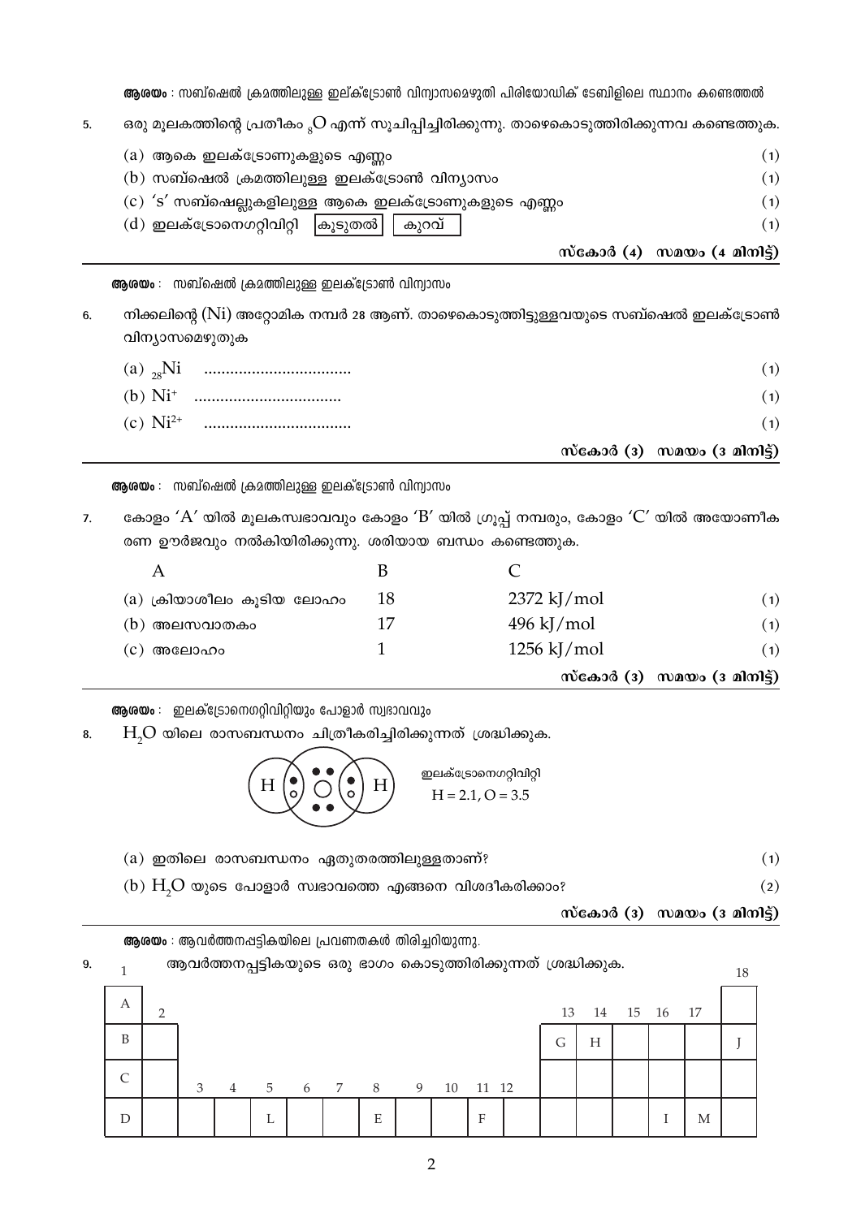**ആശയം** : സബ്ഷെൽ ക്രമത്തിലുള്ള ഇല്ക്ട്രോൺ വിന്യാസമെഴുതി പിരിയോഡിക് ടേബിളിലെ സ്ഥാനം കണ്ടെത്തൽ

5. ഒരു മൂലകത്തിന്റെ പ്രതീകം $_8O$ എന്ന് സൂചിപ്പിച്ചിരിക്കുന്നു. താഴെകൊടുത്തിരിക്കുന്നവ കണ്ടെത്തുക.

   (a) ആകെ ഇലക്ട്രോണുകളുടെ എണ്ണം (1)

   (b) സബ്ഷെൽ ക്രമത്തിലുള്ള ഇലക്ട്രോൺ വിന്യാസം (1)

   (c) 's' സബ്ഷെല്ലുകളിലുള്ള ആകെ ഇലക്ട്രോണുകളുടെ എണ്ണം (1)

   (d) ഇലക്ട്രോനെഗറ്റിവിറ്റി [കൂടുതൽ] [കുറവ്] (1)

**സ്കോർ (4) സമയം (4 മിനിട്ട്)**

---

**ആശയം** : സബ്ഷെൽ ക്രമത്തിലുള്ള ഇലക്ട്രോൺ വിന്യാസം

6. നിക്കലിന്റെ (Ni) അറ്റോമിക നമ്പർ 28 ആണ്. താഴെകൊടുത്തിട്ടുള്ളവയുടെ സബ്ഷെൽ ഇലക്ട്രോൺ വിന്യാസമെഴുതുക

   (a) $_{28}Ni$ .................................. (1)

   (b) $Ni^{+}$ .................................. (1)

   (c) $Ni^{2+}$ .................................. (1)

**സ്കോർ (3) സമയം (3 മിനിട്ട്)**

---

**ആശയം** : സബ്ഷെൽ ക്രമത്തിലുള്ള ഇലക്ട്രോൺ വിന്യാസം

7. കോളം 'A' യിൽ മൂലകസ്വഭാവവും കോളം 'B' യിൽ ഗ്രൂപ്പ് നമ്പരും, കോളം 'C' യിൽ അയോണീകരണ ഊർജവും നൽകിയിരിക്കുന്നു. ശരിയായ ബന്ധം കണ്ടെത്തുക.

| A | B | C | |
|---|---|---|---|
| (a) ക്രിയാശീലം കൂടിയ ലോഹം | 18 | 2372 kJ/mol | (1) |
| (b) അലസവാതകം | 17 | 496 kJ/mol | (1) |
| (c) അലോഹം | 1 | 1256 kJ/mol | (1) |

**സ്കോർ (3) സമയം (3 മിനിട്ട്)**

---

**ആശയം** : ഇലക്ട്രോനെഗറ്റിവിറ്റിയും പോളാർ സ്വഭാവവും

8. $H_2O$ യിലെ രാസബന്ധനം ചിത്രീകരിച്ചിരിക്കുന്നത് ശ്രദ്ധിക്കുക.

   ഇലക്ട്രോനെഗറ്റിവിറ്റി
   H = 2.1, O = 3.5

   (a) ഇതിലെ രാസബന്ധനം ഏതുതരത്തിലുള്ളതാണ്? (1)

   (b) $H_2O$ യുടെ പോളാർ സ്വഭാവത്തെ എങ്ങനെ വിശദീകരിക്കാം? (2)

**സ്കോർ (3) സമയം (3 മിനിട്ട്)**

---

**ആശയം** : ആവർത്തനപ്പട്ടികയിലെ പ്രവണതകൾ തിരിച്ചറിയുന്നു.

9. ആവർത്തനപ്പട്ടികയുടെ ഒരു ഭാഗം കൊടുത്തിരിക്കുന്നത് ശ്രദ്ധിക്കുക.

| 1 | 2 | 3 | 4 | 5 | 6 | 7 | 8 | 9 | 10 | 11 | 12 | 13 | 14 | 15 | 16 | 17 | 18 |
|---|---|---|---|---|---|---|---|---|---|---|---|---|---|---|---|---|---|
| A | | | | | | | | | | | | | | | | | |
| B | | | | | | | | | | | | G | H | | | | J |
| C | | | | | | | | | | | | | | | | | |
| D | | | | L | | | E | | | F | | | | | I | M | |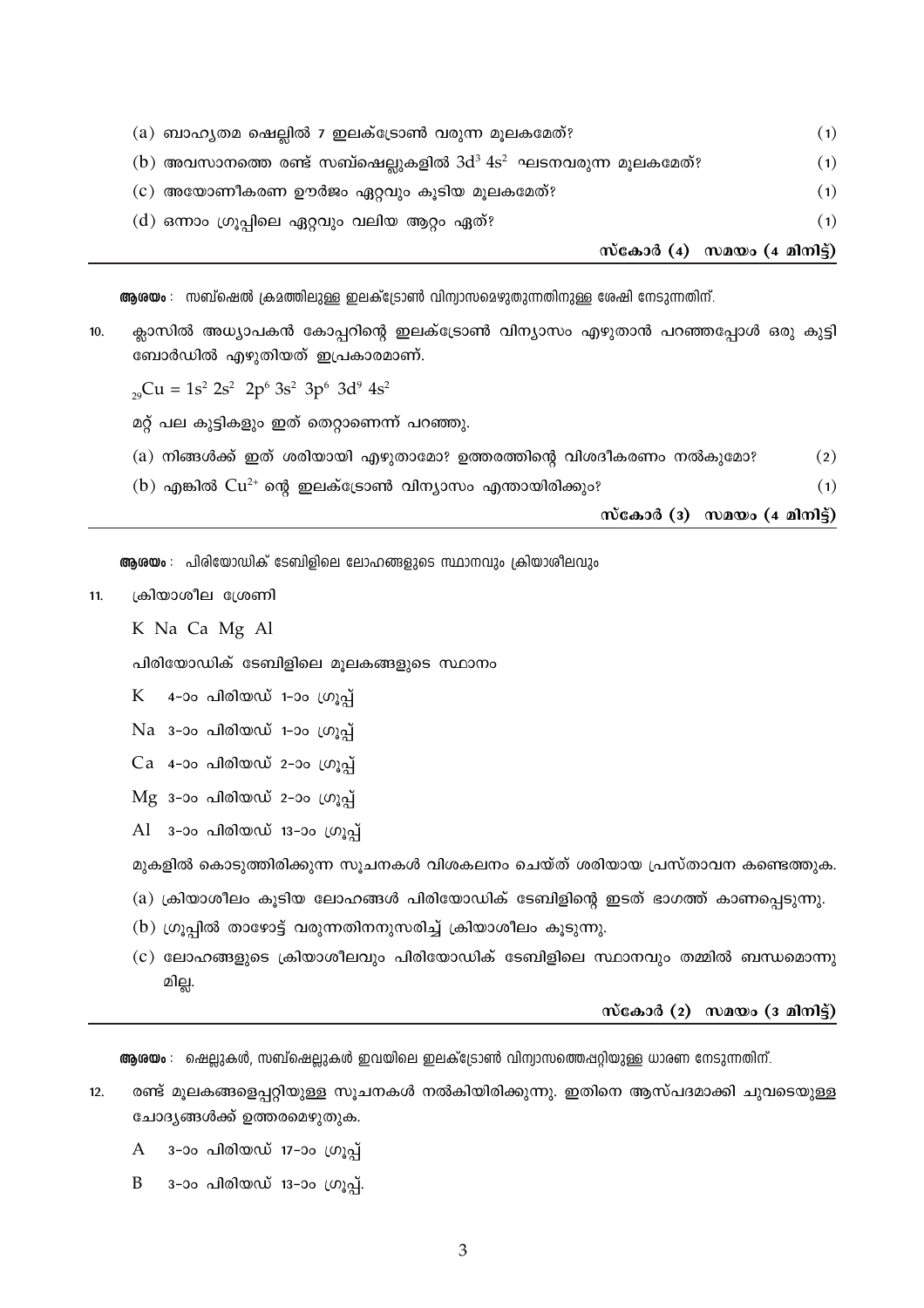(a) ബാഹ്യതമ ഷെല്ലിൽ 7 ഇലക്ട്രോൺ വരുന്ന മൂലകമേത്? (1)

(b) അവസാനത്തെ രണ്ട് സബ്ഷെല്ലുകളിൽ $3d^3\ 4s^2$ ഘടനവരുന്ന മൂലകമേത്? (1)

(c) അയോണീകരണ ഊർജം ഏറ്റവും കൂടിയ മൂലകമേത്? (1)

(d) ഒന്നാം ഗ്രൂപ്പിലെ ഏറ്റവും വലിയ ആറ്റം ഏത്? (1)

**സ്കോർ (4) സമയം (4 മിനിട്ട്)**

---

**ആശയം** : സബ്ഷെൽ ക്രമത്തിലുള്ള ഇലക്ട്രോൺ വിന്യാസമെഴുതുന്നതിനുള്ള ശേഷി നേടുന്നതിന്.

10. ക്ലാസിൽ അധ്യാപകൻ കോപ്പറിന്റെ ഇലക്ട്രോൺ വിന്യാസം എഴുതാൻ പറഞ്ഞപ്പോൾ ഒരു കുട്ടി ബോർഡിൽ എഴുതിയത് ഇപ്രകാരമാണ്.

$_{29}Cu = 1s^2\ 2s^2\ 2p^6\ 3s^2\ 3p^6\ 3d^9\ 4s^2$

മറ്റ് പല കുട്ടികളും ഇത് തെറ്റാണെന്ന് പറഞ്ഞു.

(a) നിങ്ങൾക്ക് ഇത് ശരിയായി എഴുതാമോ? ഉത്തരത്തിന്റെ വിശദീകരണം നൽകുമോ? (2)

(b) എങ്കിൽ $Cu^{2+}$ ന്റെ ഇലക്ട്രോൺ വിന്യാസം എന്തായിരിക്കും? (1)

**സ്കോർ (3) സമയം (4 മിനിട്ട്)**

---

**ആശയം** : പിരിയോഡിക് ടേബിളിലെ ലോഹങ്ങളുടെ സ്ഥാനവും ക്രിയാശീലവും

11. ക്രിയാശീല ശ്രേണി

K Na Ca Mg Al

പിരിയോഡിക് ടേബിളിലെ മൂലകങ്ങളുടെ സ്ഥാനം

K 4-ാം പിരിയഡ് 1-ാം ഗ്രൂപ്പ്

Na 3-ാം പിരിയഡ് 1-ാം ഗ്രൂപ്പ്

Ca 4-ാം പിരിയഡ് 2-ാം ഗ്രൂപ്പ്

Mg 3-ാം പിരിയഡ് 2-ാം ഗ്രൂപ്പ്

Al 3-ാം പിരിയഡ് 13-ാം ഗ്രൂപ്പ്

മുകളിൽ കൊടുത്തിരിക്കുന്ന സൂചനകൾ വിശകലനം ചെയ്ത് ശരിയായ പ്രസ്താവന കണ്ടെത്തുക.

(a) ക്രിയാശീലം കൂടിയ ലോഹങ്ങൾ പിരിയോഡിക് ടേബിളിന്റെ ഇടത് ഭാഗത്ത് കാണപ്പെടുന്നു.

(b) ഗ്രൂപ്പിൽ താഴോട്ട് വരുന്നതിനനുസരിച്ച് ക്രിയാശീലം കൂടുന്നു.

(c) ലോഹങ്ങളുടെ ക്രിയാശീലവും പിരിയോഡിക് ടേബിളിലെ സ്ഥാനവും തമ്മിൽ ബന്ധമൊന്നുമില്ല.

**സ്കോർ (2) സമയം (3 മിനിട്ട്)**

---

**ആശയം** : ഷെല്ലുകൾ, സബ്ഷെല്ലുകൾ ഇവയിലെ ഇലക്ട്രോൺ വിന്യാസത്തെപ്പറ്റിയുള്ള ധാരണ നേടുന്നതിന്.

12. രണ്ട് മൂലകങ്ങളെപ്പറ്റിയുള്ള സൂചനകൾ നൽകിയിരിക്കുന്നു. ഇതിനെ ആസ്പദമാക്കി ചുവടെയുള്ള ചോദ്യങ്ങൾക്ക് ഉത്തരമെഴുതുക.

A 3-ാം പിരിയഡ് 17-ാം ഗ്രൂപ്പ്

B 3-ാം പിരിയഡ് 13-ാം ഗ്രൂപ്പ്.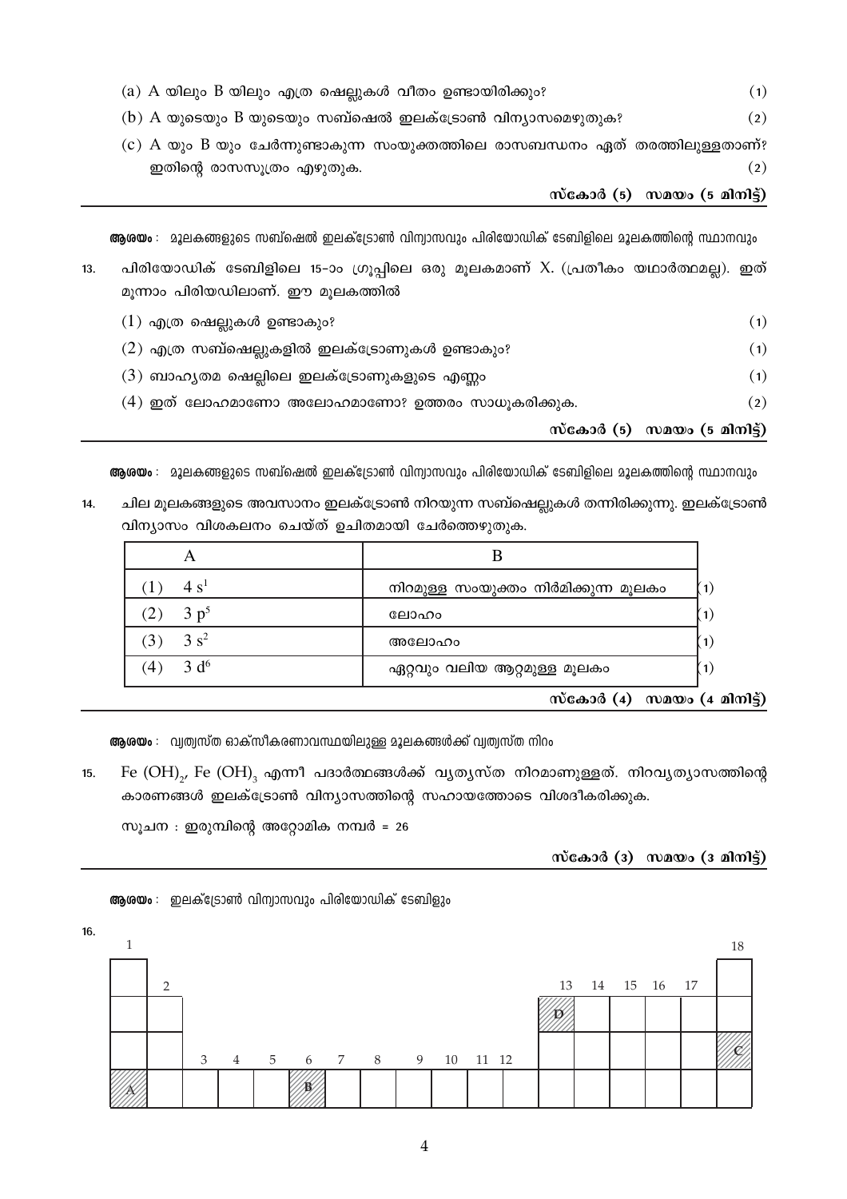(a) A യിലും B യിലും എത്ര ഷെല്ലുകൾ വീതം ഉണ്ടായിരിക്കും? (1)

(b) A യുടെയും B യുടെയും സബ്ഷെൽ ഇലക്ട്രോൺ വിന്യാസമെഴുതുക? (2)

(c) A യും B യും ചേർന്നുണ്ടാകുന്ന സംയുക്തത്തിലെ രാസബന്ധനം ഏത് തരത്തിലുള്ളതാണ്? ഇതിന്റെ രാസസൂത്രം എഴുതുക. (2)

**സ്കോർ (5) സമയം (5 മിനിട്ട്)**

---

**ആശയം** : മൂലകങ്ങളുടെ സബ്ഷെൽ ഇലക്ട്രോൺ വിന്യാസവും പിരിയോഡിക് ടേബിളിലെ മൂലകത്തിന്റെ സ്ഥാനവും

13. പിരിയോഡിക് ടേബിളിലെ 15-ാം ഗ്രൂപ്പിലെ ഒരു മൂലകമാണ് X. (പ്രതീകം യഥാർത്ഥമല്ല). ഇത് മൂന്നാം പിരിയഡിലാണ്. ഈ മൂലകത്തിൽ

(1) എത്ര ഷെല്ലുകൾ ഉണ്ടാകും? (1)

(2) എത്ര സബ്ഷെല്ലുകളിൽ ഇലക്ട്രോണുകൾ ഉണ്ടാകും? (1)

(3) ബാഹ്യതമ ഷെല്ലിലെ ഇലക്ട്രോണുകളുടെ എണ്ണം (1)

(4) ഇത് ലോഹമാണോ അലോഹമാണോ? ഉത്തരം സാധൂകരിക്കുക. (2)

**സ്കോർ (5) സമയം (5 മിനിട്ട്)**

---

**ആശയം** : മൂലകങ്ങളുടെ സബ്ഷെൽ ഇലക്ട്രോൺ വിന്യാസവും പിരിയോഡിക് ടേബിളിലെ മൂലകത്തിന്റെ സ്ഥാനവും

14. ചില മൂലകങ്ങളുടെ അവസാനം ഇലക്ട്രോൺ നിറയുന്ന സബ്ഷെല്ലുകൾ തന്നിരിക്കുന്നു. ഇലക്ട്രോൺ വിന്യാസം വിശകലനം ചെയ്ത് ഉചിതമായി ചേർത്തെഴുതുക.

| A | B | |
|---|---|---|
| (1) $4s^1$ | നിറമുള്ള സംയുക്തം നിർമിക്കുന്ന മൂലകം | (1) |
| (2) $3p^5$ | ലോഹം | (1) |
| (3) $3s^2$ | അലോഹം | (1) |
| (4) $3d^6$ | ഏറ്റവും വലിയ ആറ്റമുള്ള മൂലകം | (1) |

**സ്കോർ (4) സമയം (4 മിനിട്ട്)**

---

**ആശയം** : വ്യത്യസ്ത ഓക്സീകരണാവസ്ഥയിലുള്ള മൂലകങ്ങൾക്ക് വ്യത്യസ്ത നിറം

15. $Fe(OH)_2$, $Fe(OH)_3$ എന്നീ പദാർത്ഥങ്ങൾക്ക് വ്യത്യസ്ത നിറമാണുള്ളത്. നിറവ്യത്യാസത്തിന്റെ കാരണങ്ങൾ ഇലക്ട്രോൺ വിന്യാസത്തിന്റെ സഹായത്തോടെ വിശദീകരിക്കുക.

സൂചന : ഇരുമ്പിന്റെ അറ്റോമിക നമ്പർ = 26

**സ്കോർ (3) സമയം (3 മിനിട്ട്)**

---

**ആശയം** : ഇലക്ട്രോൺ വിന്യാസവും പിരിയോഡിക് ടേബിളും

16.

| 1 | 2 | 3 | 4 | 5 | 6 | 7 | 8 | 9 | 10 | 11 | 12 | 13 | 14 | 15 | 16 | 17 | 18 |
|---|---|---|---|---|---|---|---|---|---|---|---|---|---|---|---|---|---|
| | | | | | | | | | | | | | | | | | |
| | | | | | | | | | | | | D | | | | | |
| | | | | | | | | | | | | | | | | | C |
| A | | | | | B | | | | | | | | | | | | |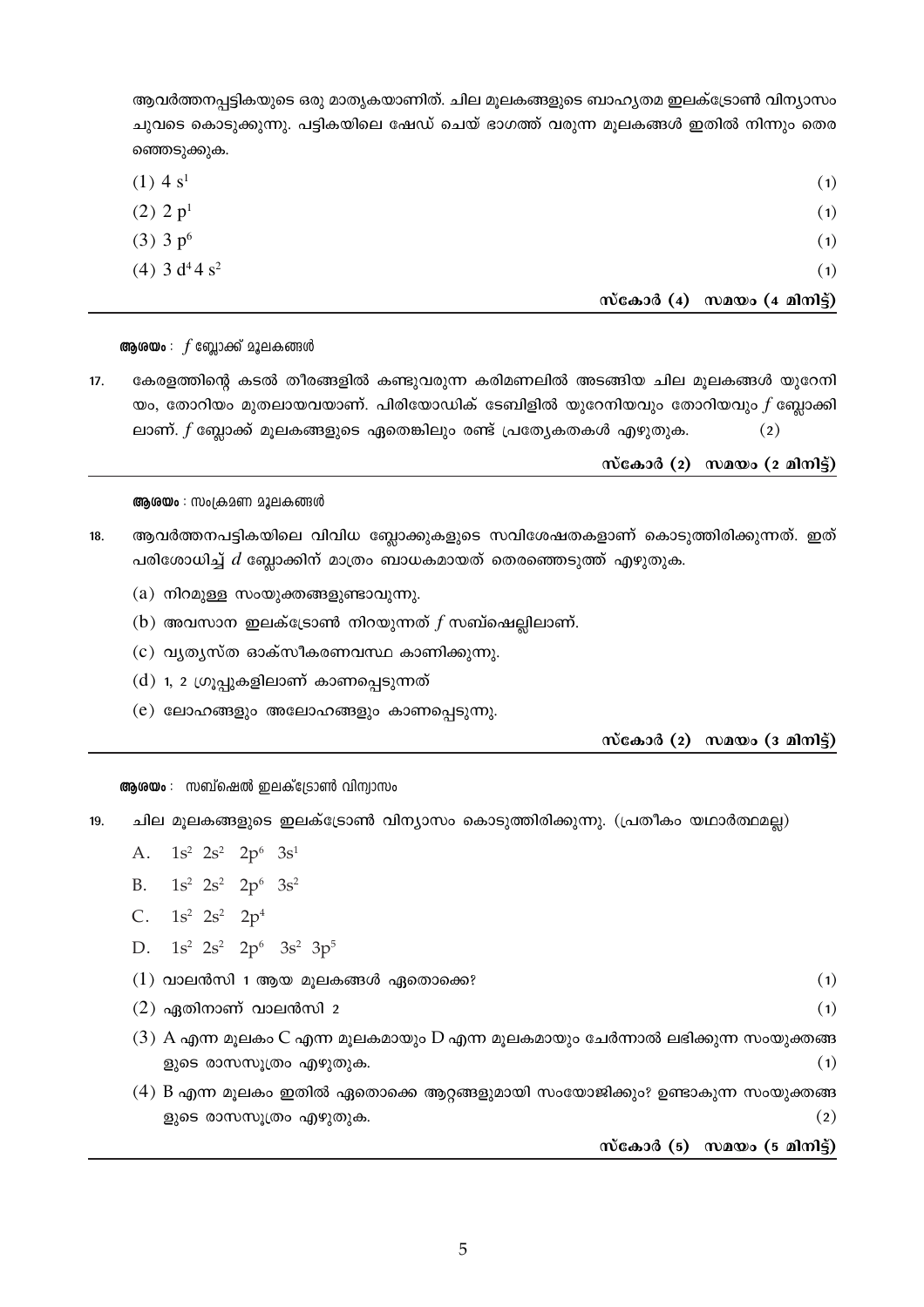ആവർത്തനപ്പട്ടികയുടെ ഒരു മാതൃകയാണിത്. ചില മൂലകങ്ങളുടെ ബാഹ്യതമ ഇലക്ട്രോൺ വിന്യാസം ചുവടെ കൊടുക്കുന്നു. പട്ടികയിലെ ഷേഡ് ചെയ് ഭാഗത്ത് വരുന്ന മൂലകങ്ങൾ ഇതിൽ നിന്നും തെരഞ്ഞെടുക്കുക.

(1) $4s^1$ (1)

(2) $2p^1$ (1)

(3) $3p^6$ (1)

(4) $3d^4 4s^2$ (1)

**സ്കോർ (4) സമയം (4 മിനിട്ട്)**

---

**ആശയം** : $f$ ബ്ലോക്ക് മൂലകങ്ങൾ

17. കേരളത്തിന്റെ കടൽ തീരങ്ങളിൽ കണ്ടുവരുന്ന കരിമണലിൽ അടങ്ങിയ ചില മൂലകങ്ങൾ യുറേനിയം, തോറിയം മുതലായവയാണ്. പിരിയോഡിക് ടേബിളിൽ യുറേനിയവും തോറിയവും $f$ ബ്ലോക്കിലാണ്. $f$ ബ്ലോക്ക് മൂലകങ്ങളുടെ ഏതെങ്കിലും രണ്ട് പ്രത്യേകതകൾ എഴുതുക. (2)

**സ്കോർ (2) സമയം (2 മിനിട്ട്)**

---

**ആശയം** : സംക്രമണ മൂലകങ്ങൾ

18. ആവർത്തനപട്ടികയിലെ വിവിധ ബ്ലോക്കുകളുടെ സവിശേഷതകളാണ് കൊടുത്തിരിക്കുന്നത്. ഇത് പരിശോധിച്ച് $d$ ബ്ലോക്കിന് മാത്രം ബാധകമായത് തെരഞ്ഞെടുത്ത് എഴുതുക.

   (a) നിറമുള്ള സംയുക്തങ്ങളുണ്ടാവുന്നു.

   (b) അവസാന ഇലക്ട്രോൺ നിറയുന്നത് $f$ സബ്ഷെല്ലിലാണ്.

   (c) വ്യത്യസ്ത ഓക്സീകരണവസ്ഥ കാണിക്കുന്നു.

   (d) 1, 2 ഗ്രൂപ്പുകളിലാണ് കാണപ്പെടുന്നത്

   (e) ലോഹങ്ങളും അലോഹങ്ങളും കാണപ്പെടുന്നു.

**സ്കോർ (2) സമയം (3 മിനിട്ട്)**

---

**ആശയം** : സബ്ഷെൽ ഇലക്ട്രോൺ വിന്യാസം

19. ചില മൂലകങ്ങളുടെ ഇലക്ട്രോൺ വിന്യാസം കൊടുത്തിരിക്കുന്നു. (പ്രതീകം യഥാർത്ഥമല്ല)

   A. $1s^2\ 2s^2\ 2p^6\ 3s^1$

   B. $1s^2\ 2s^2\ 2p^6\ 3s^2$

   C. $1s^2\ 2s^2\ 2p^4$

   D. $1s^2\ 2s^2\ 2p^6\ 3s^2\ 3p^5$

   (1) വാലൻസി 1 ആയ മൂലകങ്ങൾ ഏതൊക്കെ? (1)

   (2) ഏതിനാണ് വാലൻസി 2 (1)

   (3) A എന്ന മൂലകം C എന്ന മൂലകമായും D എന്ന മൂലകമായും ചേർന്നാൽ ലഭിക്കുന്ന സംയുക്തങ്ങളുടെ രാസസൂത്രം എഴുതുക. (1)

   (4) B എന്ന മൂലകം ഇതിൽ ഏതൊക്കെ ആറ്റങ്ങളുമായി സംയോജിക്കും? ഉണ്ടാകുന്ന സംയുക്തങ്ങളുടെ രാസസൂത്രം എഴുതുക. (2)

**സ്കോർ (5) സമയം (5 മിനിട്ട്)**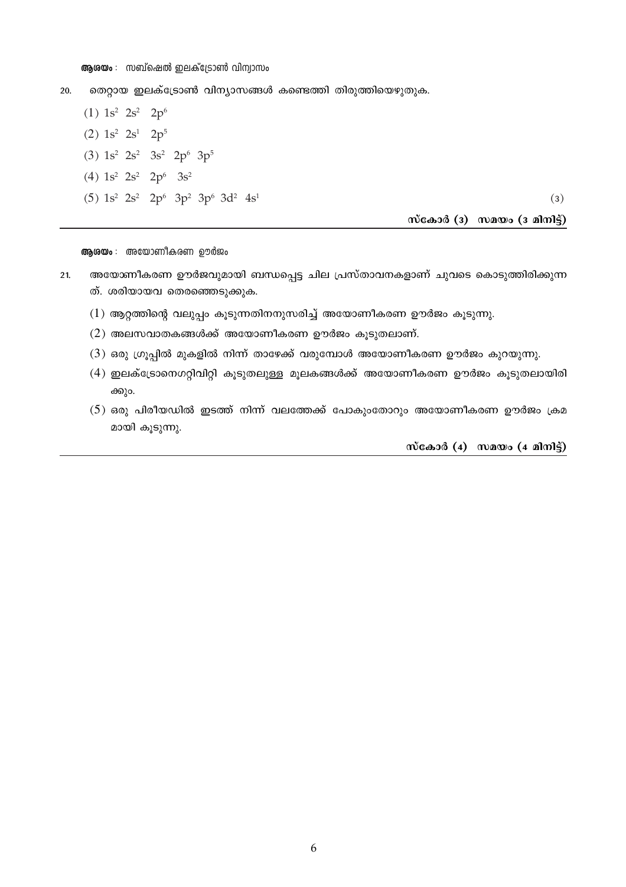**ആശയം** : സബ്ഷെൽ ഇലക്ട്രോൺ വിന്യാസം

20. തെറ്റായ ഇലക്ട്രോൺ വിന്യാസങ്ങൾ കണ്ടെത്തി തിരുത്തിയെഴുതുക.

(1) $1s^2\ 2s^2\ 2p^6$

(2) $1s^2\ 2s^1\ 2p^5$

(3) $1s^2\ 2s^2\ 3s^2\ 2p^6\ 3p^5$

(4) $1s^2\ 2s^2\ 2p^6\ 3s^2$

(5) $1s^2\ 2s^2\ 2p^6\ 3p^2\ 3p^6\ 3d^2\ 4s^1$ (3)

**സ്കോർ (3) സമയം (3 മിനിട്ട്)**

---

**ആശയം** : അയോണീകരണ ഊർജം

21. അയോണീകരണ ഊർജവുമായി ബന്ധപ്പെട്ട ചില പ്രസ്താവനകളാണ് ചുവടെ കൊടുത്തിരിക്കുന്നത്. ശരിയായവ തെരഞ്ഞെടുക്കുക.

(1) ആറ്റത്തിന്റെ വലുപ്പം കൂടുന്നതിനനുസരിച്ച് അയോണീകരണ ഊർജം കൂടുന്നു.

(2) അലസവാതകങ്ങൾക്ക് അയോണീകരണ ഊർജം കൂടുതലാണ്.

(3) ഒരു ഗ്രൂപ്പിൽ മുകളിൽ നിന്ന് താഴേക്ക് വരുമ്പോൾ അയോണീകരണ ഊർജം കുറയുന്നു.

(4) ഇലക്ട്രോനെഗറ്റിവിറ്റി കൂടുതലുള്ള മൂലകങ്ങൾക്ക് അയോണീകരണ ഊർജം കൂടുതലായിരിക്കും.

(5) ഒരു പിരീയഡിൽ ഇടത്ത് നിന്ന് വലത്തേക്ക് പോകുംതോറും അയോണീകരണ ഊർജം ക്രമമായി കൂടുന്നു.

**സ്കോർ (4) സമയം (4 മിനിട്ട്)**